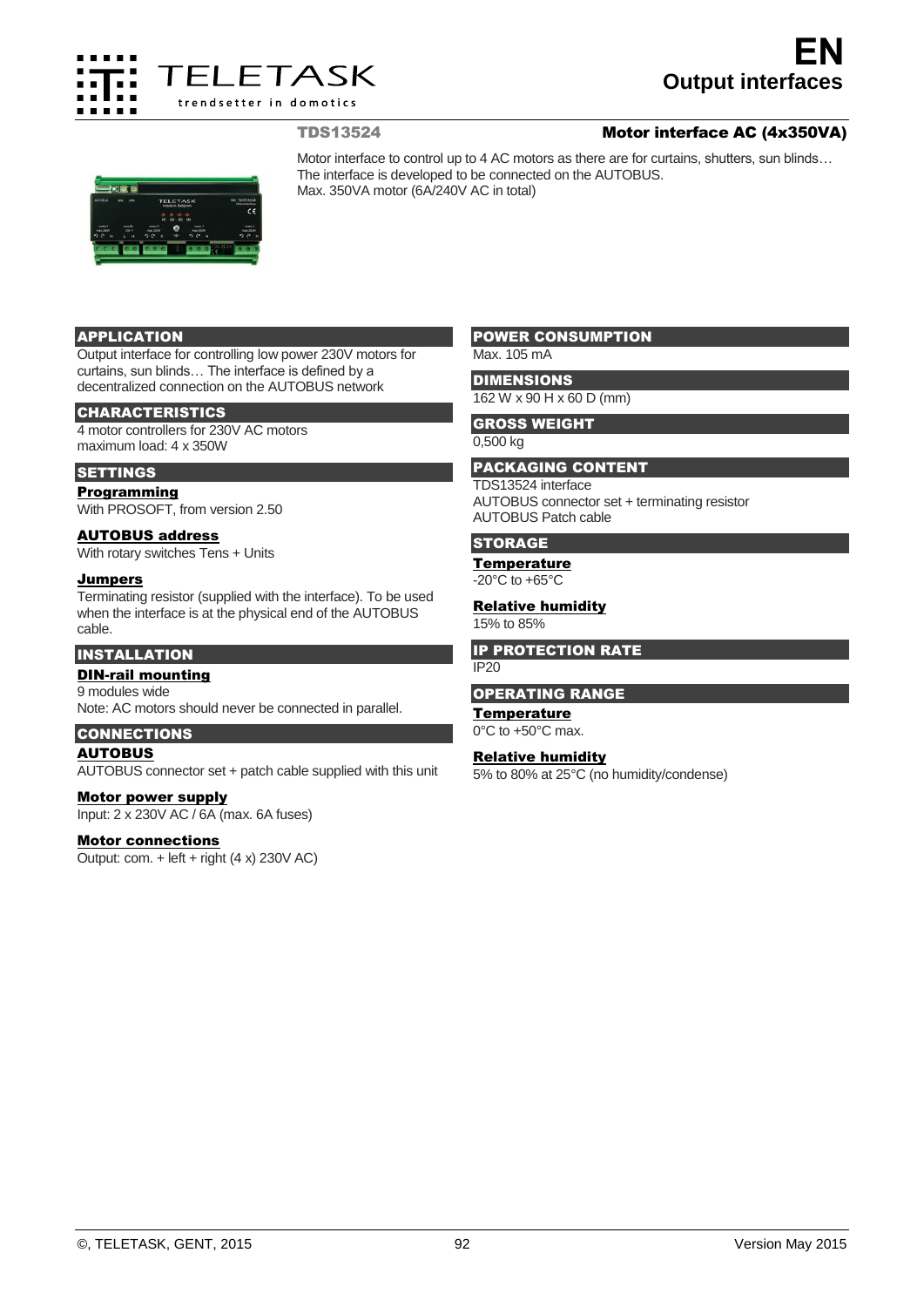# EN
## Output interfaces

**TDS13524** — **Motor interface AC (4x350VA)**

Motor interface to control up to 4 AC motors as there are for curtains, shutters, sun blinds…
The interface is developed to be connected on the AUTOBUS.
Max. 350VA motor (6A/240V AC in total)

### APPLICATION
Output interface for controlling low power 230V motors for curtains, sun blinds… The interface is defined by a decentralized connection on the AUTOBUS network

### CHARACTERISTICS
4 motor controllers for 230V AC motors
maximum load: 4 x 350W

### SETTINGS
**Programming**
With PROSOFT, from version 2.50

**AUTOBUS address**
With rotary switches Tens + Units

**Jumpers**
Terminating resistor (supplied with the interface). To be used when the interface is at the physical end of the AUTOBUS cable.

### INSTALLATION
**DIN-rail mounting**
9 modules wide
Note: AC motors should never be connected in parallel.

### CONNECTIONS
**AUTOBUS**
AUTOBUS connector set + patch cable supplied with this unit

**Motor power supply**
Input: 2 x 230V AC / 6A (max. 6A fuses)

**Motor connections**
Output: com. + left + right (4 x) 230V AC)

### POWER CONSUMPTION
Max. 105 mA

### DIMENSIONS
162 W x 90 H x 60 D (mm)

### GROSS WEIGHT
0,500 kg

### PACKAGING CONTENT
TDS13524 interface
AUTOBUS connector set + terminating resistor
AUTOBUS Patch cable

### STORAGE
**Temperature**
-20°C to +65°C

**Relative humidity**
15% to 85%

### IP PROTECTION RATE
IP20

### OPERATING RANGE
**Temperature**
0°C to +50°C max.

**Relative humidity**
5% to 80% at 25°C (no humidity/condense)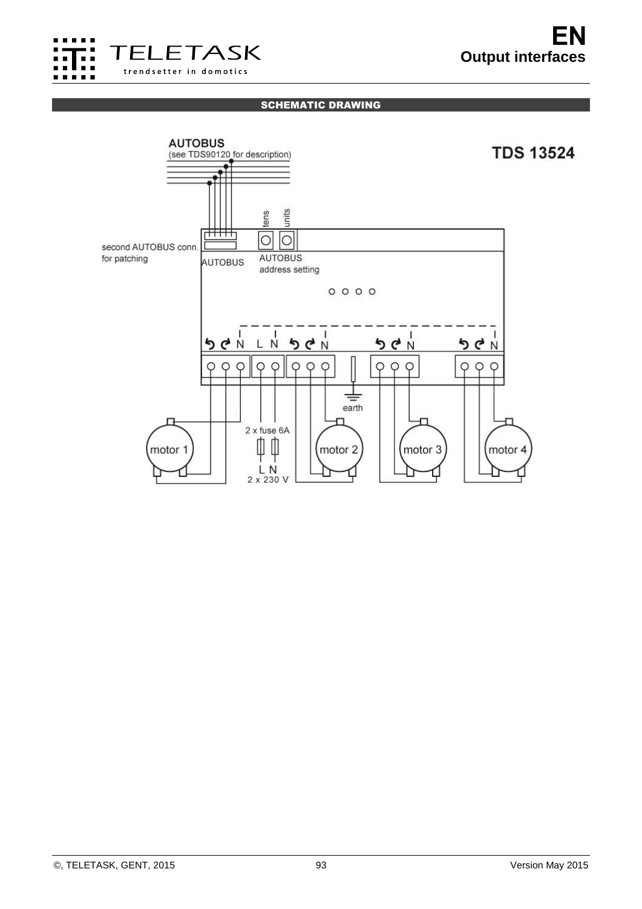## SCHEMATIC DRAWING

AUTOBUS
(see TDS90120 for description)

TDS 13524

tens
units

second AUTOBUS conn.
for patching

AUTOBUS

AUTOBUS
address setting

N L N N N N

earth

2 x fuse 6A

L N
2 x 230 V

motor 1
motor 2
motor 3
motor 4